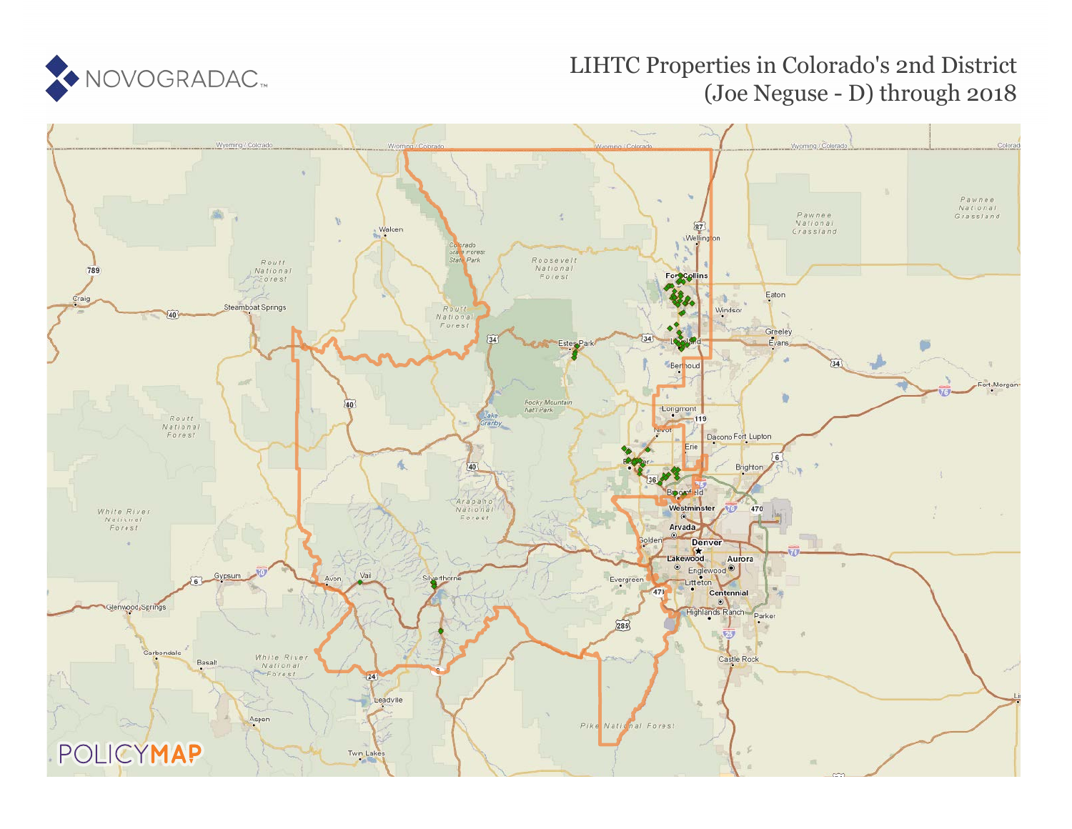# LIHTC Properties in Colorado's 2nd District (Joe Neguse - D) through 2018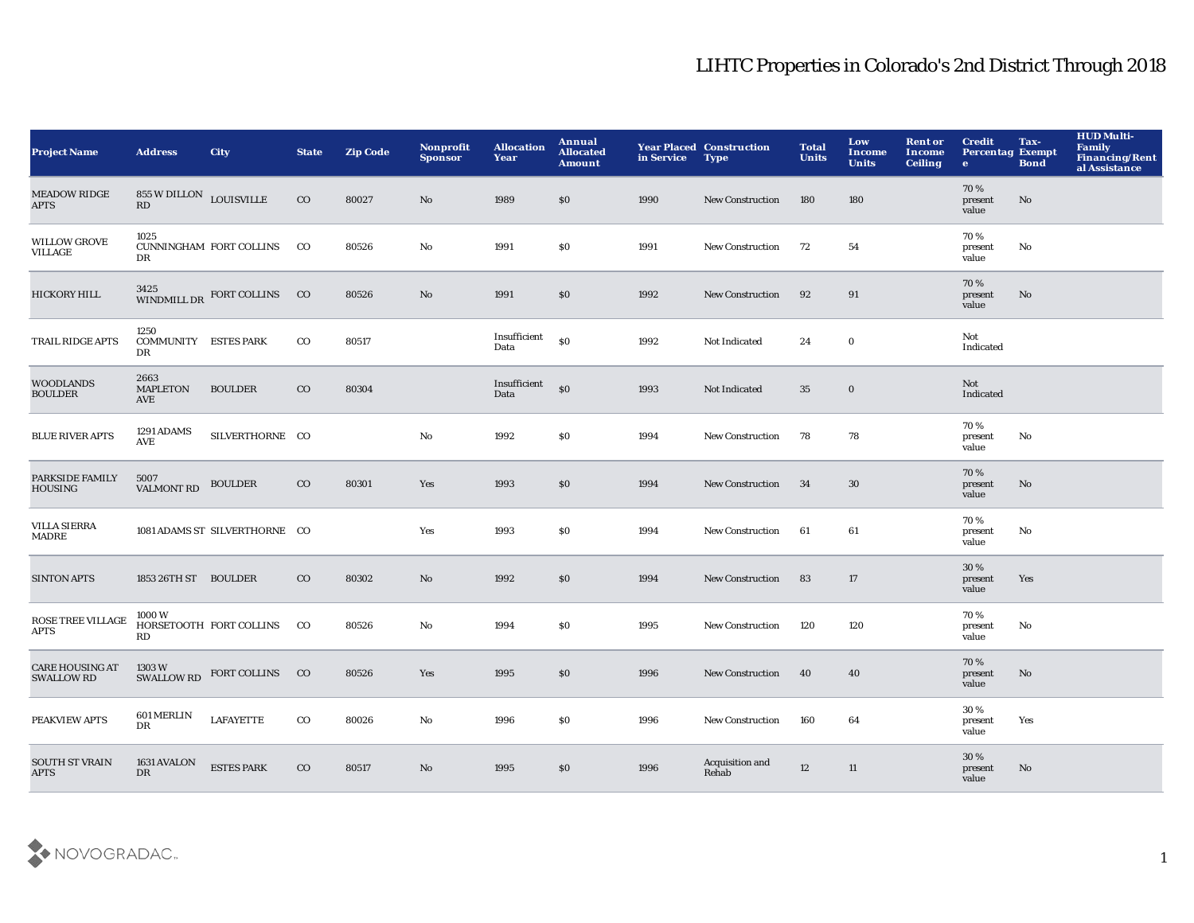# LIHTC Properties in Colorado's 2nd District Through 2018

| Project Name | Address | City | State | Zip Code | Nonprofit Sponsor | Allocation Year | Annual Allocated Amount | Year Placed in Service | Construction Type | Total Units | Low Income Units | Rent or Income Ceiling | Credit Percentage | Tax-Exempt Bond | HUD Multi-Family Financing/Rental Assistance |
|---|---|---|---|---|---|---|---|---|---|---|---|---|---|---|---|
| MEADOW RIDGE APTS | 855 W DILLON RD | LOUISVILLE | CO | 80027 | No | 1989 | $0 | 1990 | New Construction | 180 | 180 | | 70 % present value | No | |
| WILLOW GROVE VILLAGE | 1025 CUNNINGHAM DR | FORT COLLINS | CO | 80526 | No | 1991 | $0 | 1991 | New Construction | 72 | 54 | | 70 % present value | No | |
| HICKORY HILL | 3425 WINDMILL DR | FORT COLLINS | CO | 80526 | No | 1991 | $0 | 1992 | New Construction | 92 | 91 | | 70 % present value | No | |
| TRAIL RIDGE APTS | 1250 COMMUNITY DR | ESTES PARK | CO | 80517 | | Insufficient Data | $0 | 1992 | Not Indicated | 24 | 0 | | Not Indicated | | |
| WOODLANDS BOULDER | 2663 MAPLETON AVE | BOULDER | CO | 80304 | | Insufficient Data | $0 | 1993 | Not Indicated | 35 | 0 | | Not Indicated | | |
| BLUE RIVER APTS | 1291 ADAMS AVE | SILVERTHORNE | CO | | No | 1992 | $0 | 1994 | New Construction | 78 | 78 | | 70 % present value | No | |
| PARKSIDE FAMILY HOUSING | 5007 VALMONT RD | BOULDER | CO | 80301 | Yes | 1993 | $0 | 1994 | New Construction | 34 | 30 | | 70 % present value | No | |
| VILLA SIERRA MADRE | 1081 ADAMS ST | SILVERTHORNE | CO | | Yes | 1993 | $0 | 1994 | New Construction | 61 | 61 | | 70 % present value | No | |
| SINTON APTS | 1853 26TH ST | BOULDER | CO | 80302 | No | 1992 | $0 | 1994 | New Construction | 83 | 17 | | 30 % present value | Yes | |
| ROSE TREE VILLAGE APTS | 1000 W HORSETOOTH RD | FORT COLLINS | CO | 80526 | No | 1994 | $0 | 1995 | New Construction | 120 | 120 | | 70 % present value | No | |
| CARE HOUSING AT SWALLOW RD | 1303 W SWALLOW RD | FORT COLLINS | CO | 80526 | Yes | 1995 | $0 | 1996 | New Construction | 40 | 40 | | 70 % present value | No | |
| PEAKVIEW APTS | 601 MERLIN DR | LAFAYETTE | CO | 80026 | No | 1996 | $0 | 1996 | New Construction | 160 | 64 | | 30 % present value | Yes | |
| SOUTH ST VRAIN APTS | 1631 AVALON DR | ESTES PARK | CO | 80517 | No | 1995 | $0 | 1996 | Acquisition and Rehab | 12 | 11 | | 30 % present value | No | |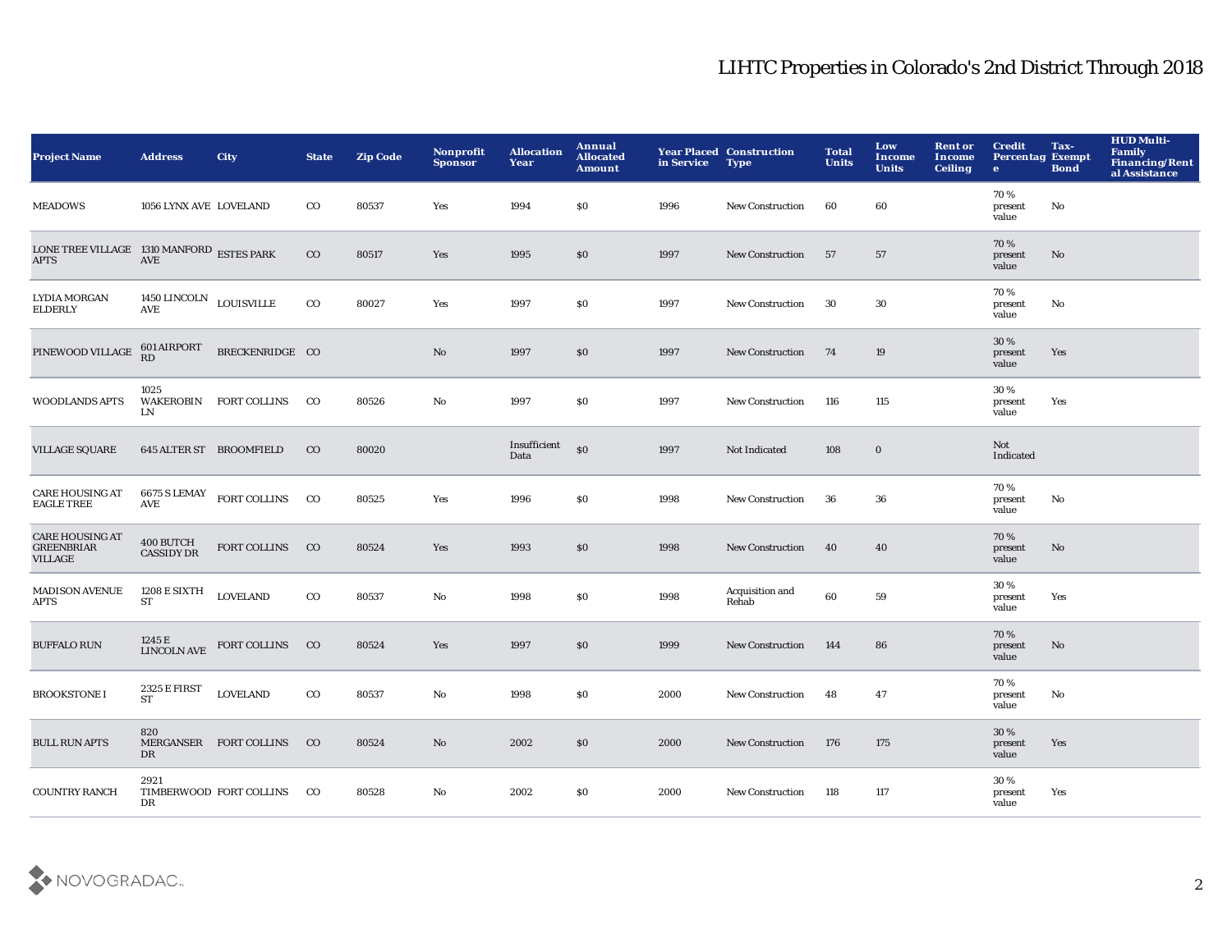# LIHTC Properties in Colorado's 2nd District Through 2018

| Project Name | Address | City | State | Zip Code | Nonprofit Sponsor | Allocation Year | Annual Allocated Amount | Year Placed in Service | Construction Type | Total Units | Low Income Units | Rent or Income Ceiling | Credit Percentage | Tax-Exempt Bond | HUD Multi-Family Financing/Rental Assistance |
|---|---|---|---|---|---|---|---|---|---|---|---|---|---|---|---|
| MEADOWS | 1056 LYNX AVE | LOVELAND | CO | 80537 | Yes | 1994 | $0 | 1996 | New Construction | 60 | 60 | | 70 % present value | No | |
| LONE TREE VILLAGE APTS | 1310 MANFORD AVE | ESTES PARK | CO | 80517 | Yes | 1995 | $0 | 1997 | New Construction | 57 | 57 | | 70 % present value | No | |
| LYDIA MORGAN ELDERLY | 1450 LINCOLN AVE | LOUISVILLE | CO | 80027 | Yes | 1997 | $0 | 1997 | New Construction | 30 | 30 | | 70 % present value | No | |
| PINEWOOD VILLAGE | 601 AIRPORT RD | BRECKENRIDGE | CO | | No | 1997 | $0 | 1997 | New Construction | 74 | 19 | | 30 % present value | Yes | |
| WOODLANDS APTS | 1025 WAKEROBIN LN | FORT COLLINS | CO | 80526 | No | 1997 | $0 | 1997 | New Construction | 116 | 115 | | 30 % present value | Yes | |
| VILLAGE SQUARE | 645 ALTER ST | BROOMFIELD | CO | 80020 | | Insufficient Data | $0 | 1997 | Not Indicated | 108 | 0 | | Not Indicated | | |
| CARE HOUSING AT EAGLE TREE | 6675 S LEMAY AVE | FORT COLLINS | CO | 80525 | Yes | 1996 | $0 | 1998 | New Construction | 36 | 36 | | 70 % present value | No | |
| CARE HOUSING AT GREENBRIAR VILLAGE | 400 BUTCH CASSIDY DR | FORT COLLINS | CO | 80524 | Yes | 1993 | $0 | 1998 | New Construction | 40 | 40 | | 70 % present value | No | |
| MADISON AVENUE APTS | 1208 E SIXTH ST | LOVELAND | CO | 80537 | No | 1998 | $0 | 1998 | Acquisition and Rehab | 60 | 59 | | 30 % present value | Yes | |
| BUFFALO RUN | 1245 E LINCOLN AVE | FORT COLLINS | CO | 80524 | Yes | 1997 | $0 | 1999 | New Construction | 144 | 86 | | 70 % present value | No | |
| BROOKSTONE I | 2325 E FIRST ST | LOVELAND | CO | 80537 | No | 1998 | $0 | 2000 | New Construction | 48 | 47 | | 70 % present value | No | |
| BULL RUN APTS | 820 MERGANSER DR | FORT COLLINS | CO | 80524 | No | 2002 | $0 | 2000 | New Construction | 176 | 175 | | 30 % present value | Yes | |
| COUNTRY RANCH | 2921 TIMBERWOOD DR | FORT COLLINS | CO | 80528 | No | 2002 | $0 | 2000 | New Construction | 118 | 117 | | 30 % present value | Yes | |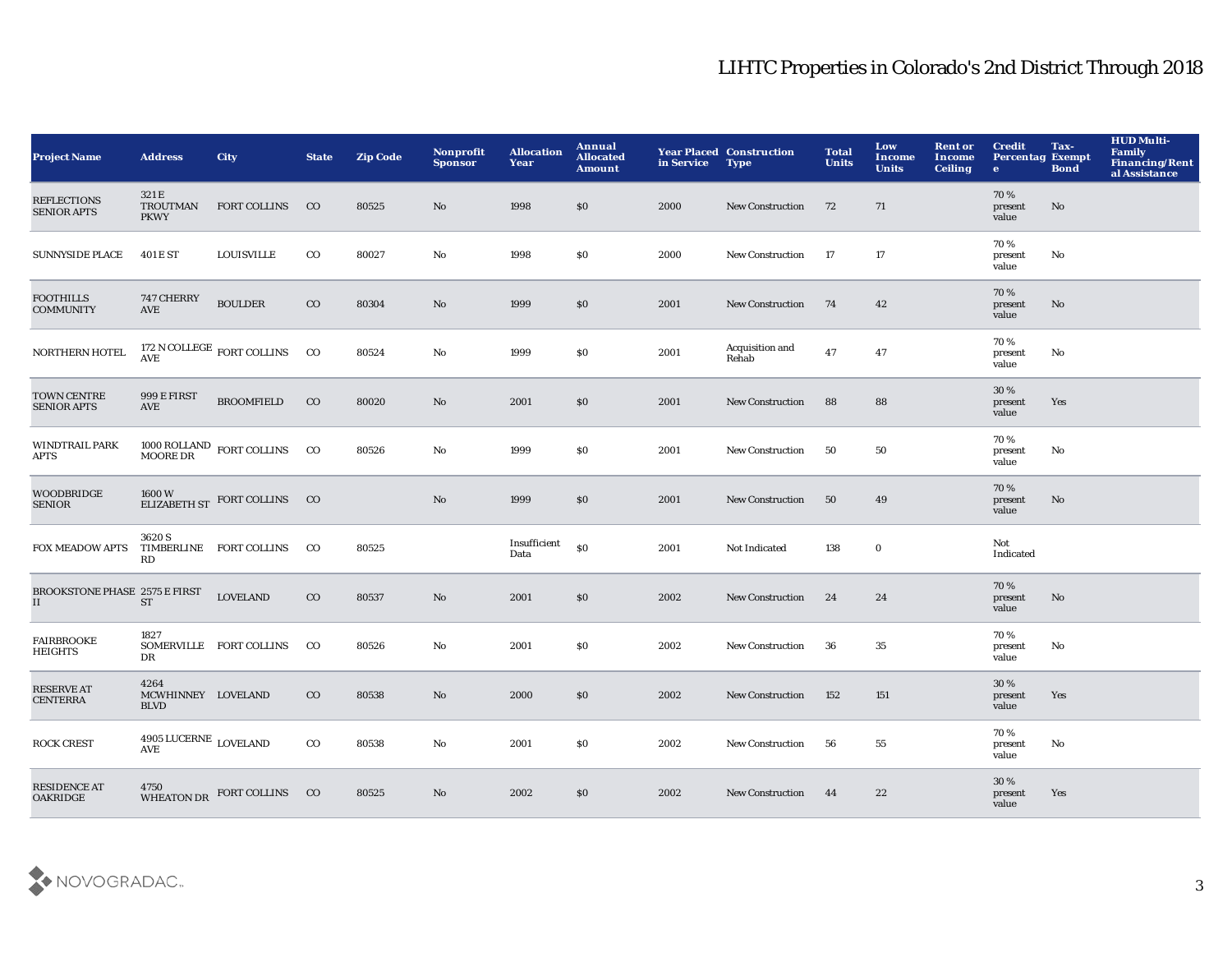# LIHTC Properties in Colorado's 2nd District Through 2018

| Project Name | Address | City | State | Zip Code | Nonprofit Sponsor | Allocation Year | Annual Allocated Amount | Year Placed in Service | Construction Type | Total Units | Low Income Units | Rent or Income Ceiling | Credit Percentage | Tax-Exempt Bond | HUD Multi-Family Financing/Rental Assistance |
|---|---|---|---|---|---|---|---|---|---|---|---|---|---|---|---|
| REFLECTIONS SENIOR APTS | 321 E TROUTMAN PKWY | FORT COLLINS | CO | 80525 | No | 1998 | $0 | 2000 | New Construction | 72 | 71 | | 70 % present value | No | |
| SUNNYSIDE PLACE | 401 E ST | LOUISVILLE | CO | 80027 | No | 1998 | $0 | 2000 | New Construction | 17 | 17 | | 70 % present value | No | |
| FOOTHILLS COMMUNITY | 747 CHERRY AVE | BOULDER | CO | 80304 | No | 1999 | $0 | 2001 | New Construction | 74 | 42 | | 70 % present value | No | |
| NORTHERN HOTEL | 172 N COLLEGE AVE | FORT COLLINS | CO | 80524 | No | 1999 | $0 | 2001 | Acquisition and Rehab | 47 | 47 | | 70 % present value | No | |
| TOWN CENTRE SENIOR APTS | 999 E FIRST AVE | BROOMFIELD | CO | 80020 | No | 2001 | $0 | 2001 | New Construction | 88 | 88 | | 30 % present value | Yes | |
| WINDTRAIL PARK APTS | 1000 ROLLAND MOORE DR | FORT COLLINS | CO | 80526 | No | 1999 | $0 | 2001 | New Construction | 50 | 50 | | 70 % present value | No | |
| WOODBRIDGE SENIOR | 1600 W ELIZABETH ST | FORT COLLINS | CO | | No | 1999 | $0 | 2001 | New Construction | 50 | 49 | | 70 % present value | No | |
| FOX MEADOW APTS | 3620 S TIMBERLINE RD | FORT COLLINS | CO | 80525 | | Insufficient Data | $0 | 2001 | Not Indicated | 138 | 0 | | Not Indicated | | |
| BROOKSTONE PHASE II | 2575 E FIRST ST | LOVELAND | CO | 80537 | No | 2001 | $0 | 2002 | New Construction | 24 | 24 | | 70 % present value | No | |
| FAIRBROOKE HEIGHTS | 1827 SOMERVILLE DR | FORT COLLINS | CO | 80526 | No | 2001 | $0 | 2002 | New Construction | 36 | 35 | | 70 % present value | No | |
| RESERVE AT CENTERRA | 4264 MCWHINNEY BLVD | LOVELAND | CO | 80538 | No | 2000 | $0 | 2002 | New Construction | 152 | 151 | | 30 % present value | Yes | |
| ROCK CREST | 4905 LUCERNE AVE | LOVELAND | CO | 80538 | No | 2001 | $0 | 2002 | New Construction | 56 | 55 | | 70 % present value | No | |
| RESIDENCE AT OAKRIDGE | 4750 WHEATON DR | FORT COLLINS | CO | 80525 | No | 2002 | $0 | 2002 | New Construction | 44 | 22 | | 30 % present value | Yes | |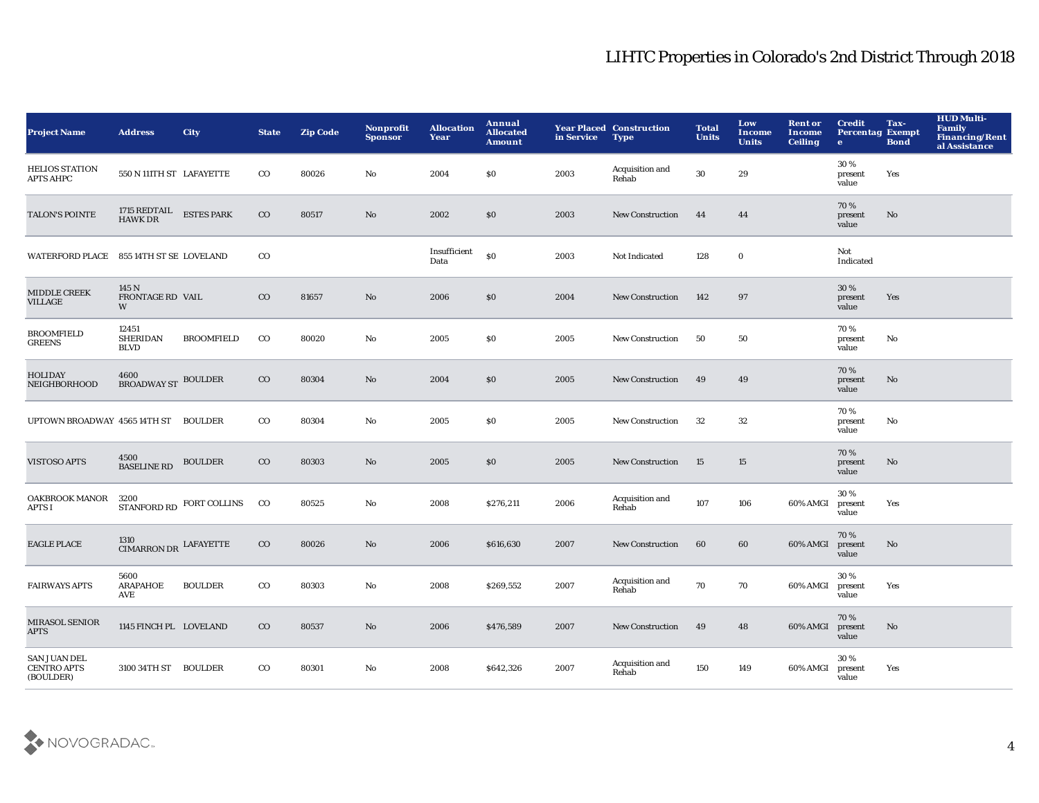# LIHTC Properties in Colorado's 2nd District Through 2018

| Project Name | Address | City | State | Zip Code | Nonprofit Sponsor | Allocation Year | Annual Allocated Amount | Year Placed in Service | Construction Type | Total Units | Low Income Units | Rent or Income Ceiling | Credit Percentage | Tax-Exempt Bond | HUD Multi-Family Financing/Rental Assistance |
|---|---|---|---|---|---|---|---|---|---|---|---|---|---|---|---|
| HELIOS STATION APTS AHPC | 550 N 111TH ST | LAFAYETTE | CO | 80026 | No | 2004 | $0 | 2003 | Acquisition and Rehab | 30 | 29 | | 30 % present value | Yes | |
| TALON'S POINTE | 1715 REDTAIL HAWK DR | ESTES PARK | CO | 80517 | No | 2002 | $0 | 2003 | New Construction | 44 | 44 | | 70 % present value | No | |
| WATERFORD PLACE | 855 14TH ST SE | LOVELAND | CO | | | Insufficient Data | $0 | 2003 | Not Indicated | 128 | 0 | | Not Indicated | | |
| MIDDLE CREEK VILLAGE | 145 N FRONTAGE RD W | VAIL | CO | 81657 | No | 2006 | $0 | 2004 | New Construction | 142 | 97 | | 30 % present value | Yes | |
| BROOMFIELD GREENS | 12451 SHERIDAN BLVD | BROOMFIELD | CO | 80020 | No | 2005 | $0 | 2005 | New Construction | 50 | 50 | | 70 % present value | No | |
| HOLIDAY NEIGHBORHOOD | 4600 BROADWAY ST | BOULDER | CO | 80304 | No | 2004 | $0 | 2005 | New Construction | 49 | 49 | | 70 % present value | No | |
| UPTOWN BROADWAY | 4565 14TH ST | BOULDER | CO | 80304 | No | 2005 | $0 | 2005 | New Construction | 32 | 32 | | 70 % present value | No | |
| VISTOSO APTS | 4500 BASELINE RD | BOULDER | CO | 80303 | No | 2005 | $0 | 2005 | New Construction | 15 | 15 | | 70 % present value | No | |
| OAKBROOK MANOR APTS I | 3200 STANFORD RD | FORT COLLINS | CO | 80525 | No | 2008 | $276,211 | 2006 | Acquisition and Rehab | 107 | 106 | 60% AMGI | 30 % present value | Yes | |
| EAGLE PLACE | 1310 CIMARRON DR | LAFAYETTE | CO | 80026 | No | 2006 | $616,630 | 2007 | New Construction | 60 | 60 | 60% AMGI | 70 % present value | No | |
| FAIRWAYS APTS | 5600 ARAPAHOE AVE | BOULDER | CO | 80303 | No | 2008 | $269,552 | 2007 | Acquisition and Rehab | 70 | 70 | 60% AMGI | 30 % present value | Yes | |
| MIRASOL SENIOR APTS | 1145 FINCH PL | LOVELAND | CO | 80537 | No | 2006 | $476,589 | 2007 | New Construction | 49 | 48 | 60% AMGI | 70 % present value | No | |
| SAN JUAN DEL CENTRO APTS (BOULDER) | 3100 34TH ST | BOULDER | CO | 80301 | No | 2008 | $642,326 | 2007 | Acquisition and Rehab | 150 | 149 | 60% AMGI | 30 % present value | Yes | |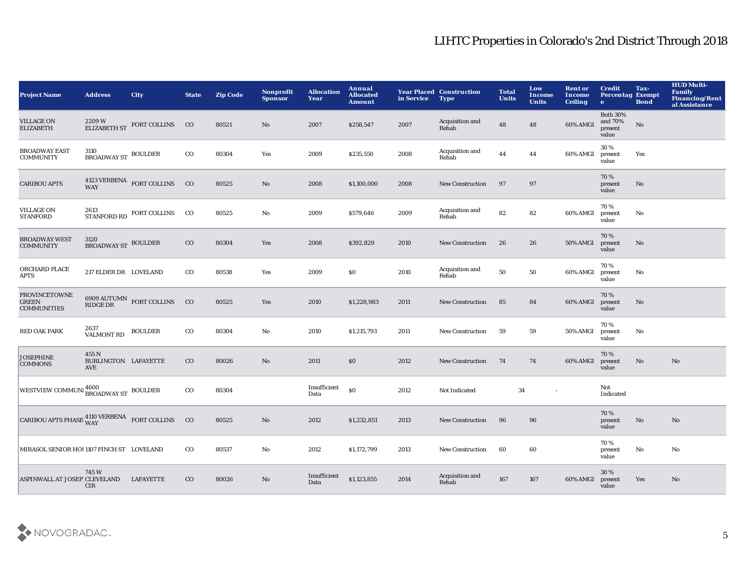# LIHTC Properties in Colorado's 2nd District Through 2018

| Project Name | Address | City | State | Zip Code | Nonprofit Sponsor | Allocation Year | Annual Allocated Amount | Year Placed in Service | Construction Type | Total Units | Low Income Units | Rent or Income Ceiling | Credit Percentage | Tax-Exempt Bond | HUD Multi-Family Financing/Rental Assistance |
|---|---|---|---|---|---|---|---|---|---|---|---|---|---|---|---|
| VILLAGE ON ELIZABETH | 2209 W ELIZABETH ST | FORT COLLINS | CO | 80521 | No | 2007 | $258,547 | 2007 | Acquisition and Rehab | 48 | 48 | 60% AMGI | Both 30% and 70% present value | No | |
| BROADWAY EAST COMMUNITY | 3110 BROADWAY ST | BOULDER | CO | 80304 | Yes | 2009 | $235,550 | 2008 | Acquisition and Rehab | 44 | 44 | 60% AMGI | 30 % present value | Yes | |
| CARIBOU APTS | 4123 VERBENA WAY | FORT COLLINS | CO | 80525 | No | 2008 | $1,100,000 | 2008 | New Construction | 97 | 97 | | 70 % present value | No | |
| VILLAGE ON STANFORD | 2613 STANFORD RD | FORT COLLINS | CO | 80525 | No | 2009 | $579,646 | 2009 | Acquisition and Rehab | 82 | 82 | 60% AMGI | 70 % present value | No | |
| BROADWAY WEST COMMUNITY | 3120 BROADWAY ST | BOULDER | CO | 80304 | Yes | 2008 | $392,829 | 2010 | New Construction | 26 | 26 | 50% AMGI | 70 % present value | No | |
| ORCHARD PLACE APTS | 217 ELDER DR | LOVELAND | CO | 80538 | Yes | 2009 | $0 | 2010 | Acquisition and Rehab | 50 | 50 | 60% AMGI | 70 % present value | No | |
| PROVINCETOWNE GREEN COMMUNITIES | 6909 AUTUMN RIDGE DR | FORT COLLINS | CO | 80525 | Yes | 2010 | $1,228,983 | 2011 | New Construction | 85 | 84 | 60% AMGI | 70 % present value | No | |
| RED OAK PARK | 2637 VALMONT RD | BOULDER | CO | 80304 | No | 2010 | $1,215,793 | 2011 | New Construction | 59 | 59 | 50% AMGI | 70 % present value | No | |
| JOSEPHINE COMMONS | 455 N BURLINGTON AVE | LAFAYETTE | CO | 80026 | No | 2011 | $0 | 2012 | New Construction | 74 | 74 | 60% AMGI | 70 % present value | No | No |
| WESTVIEW COMMUNI | 4600 BROADWAY ST | BOULDER | CO | 80304 | | Insufficient Data | $0 | 2012 | Not Indicated | 34 | - | | Not Indicated | | |
| CARIBOU APTS PHASE | 4110 VERBENA WAY | FORT COLLINS | CO | 80525 | No | 2012 | $1,232,851 | 2013 | New Construction | 96 | 96 | | 70 % present value | No | No |
| MIRASOL SENIOR HOI | 1107 FINCH ST | LOVELAND | CO | 80537 | No | 2012 | $1,172,799 | 2013 | New Construction | 60 | 60 | | 70 % present value | No | No |
| ASPINWALL AT JOSEP | 745 W CLEVELAND CIR | LAFAYETTE | CO | 80026 | No | Insufficient Data | $1,123,855 | 2014 | Acquisition and Rehab | 167 | 167 | 60% AMGI | 30 % present value | Yes | No |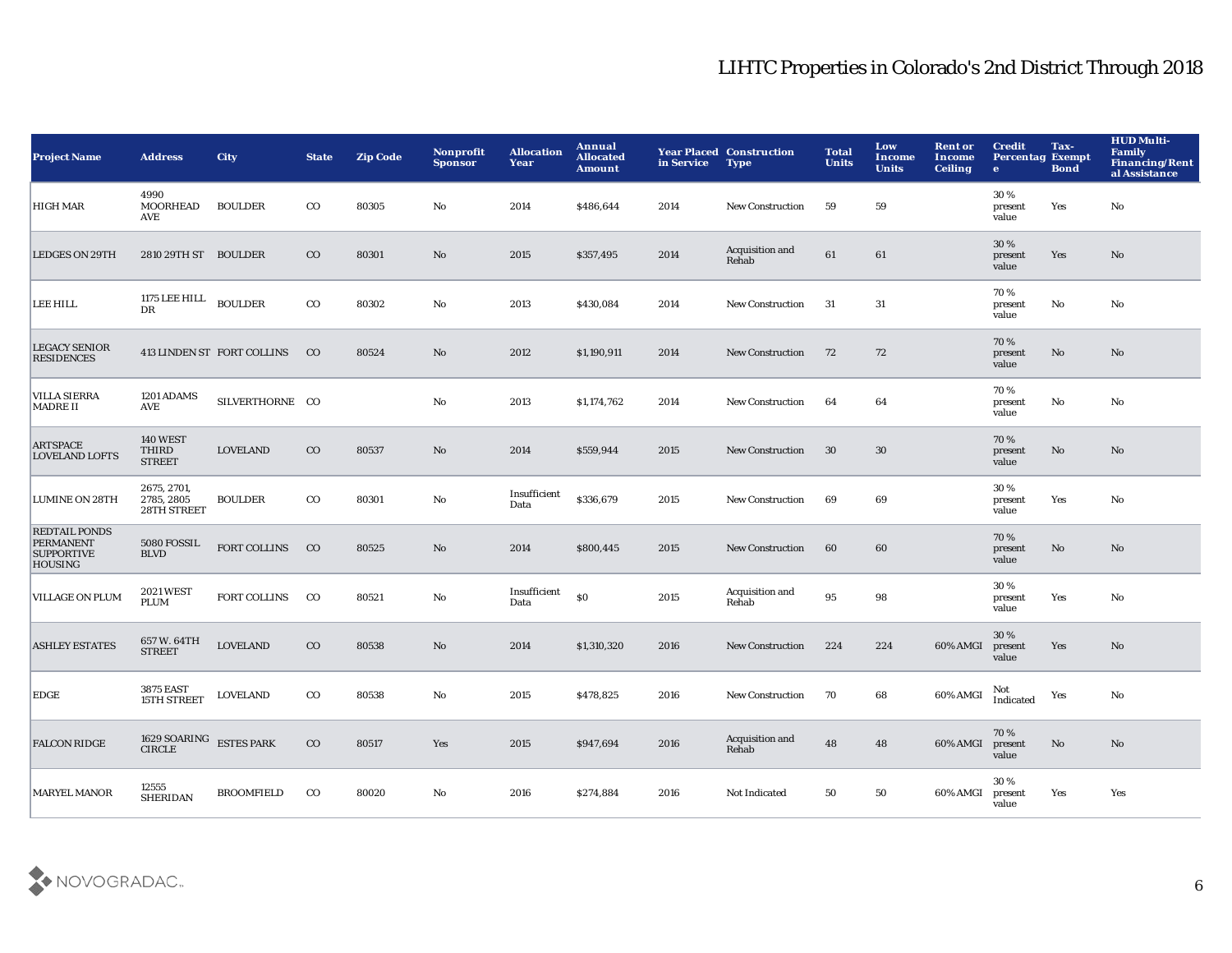# LIHTC Properties in Colorado's 2nd District Through 2018

| Project Name | Address | City | State | Zip Code | Nonprofit Sponsor | Allocation Year | Annual Allocated Amount | Year Placed in Service | Construction Type | Total Units | Low Income Units | Rent or Income Ceiling | Credit Percentage | Tax-Exempt Bond | HUD Multi-Family Financing/Rental Assistance |
|---|---|---|---|---|---|---|---|---|---|---|---|---|---|---|---|
| HIGH MAR | 4990 MOORHEAD AVE | BOULDER | CO | 80305 | No | 2014 | $486,644 | 2014 | New Construction | 59 | 59 | | 30 % present value | Yes | No |
| LEDGES ON 29TH | 2810 29TH ST | BOULDER | CO | 80301 | No | 2015 | $357,495 | 2014 | Acquisition and Rehab | 61 | 61 | | 30 % present value | Yes | No |
| LEE HILL | 1175 LEE HILL DR | BOULDER | CO | 80302 | No | 2013 | $430,084 | 2014 | New Construction | 31 | 31 | | 70 % present value | No | No |
| LEGACY SENIOR RESIDENCES | 413 LINDEN ST | FORT COLLINS | CO | 80524 | No | 2012 | $1,190,911 | 2014 | New Construction | 72 | 72 | | 70 % present value | No | No |
| VILLA SIERRA MADRE II | 1201 ADAMS AVE | SILVERTHORNE | CO | | No | 2013 | $1,174,762 | 2014 | New Construction | 64 | 64 | | 70 % present value | No | No |
| ARTSPACE LOVELAND LOFTS | 140 WEST THIRD STREET | LOVELAND | CO | 80537 | No | 2014 | $559,944 | 2015 | New Construction | 30 | 30 | | 70 % present value | No | No |
| LUMINE ON 28TH | 2675, 2701, 2785, 2805 28TH STREET | BOULDER | CO | 80301 | No | Insufficient Data | $336,679 | 2015 | New Construction | 69 | 69 | | 30 % present value | Yes | No |
| REDTAIL PONDS PERMANENT SUPPORTIVE HOUSING | 5080 FOSSIL BLVD | FORT COLLINS | CO | 80525 | No | 2014 | $800,445 | 2015 | New Construction | 60 | 60 | | 70 % present value | No | No |
| VILLAGE ON PLUM | 2021 WEST PLUM | FORT COLLINS | CO | 80521 | No | Insufficient Data | $0 | 2015 | Acquisition and Rehab | 95 | 98 | | 30 % present value | Yes | No |
| ASHLEY ESTATES | 657 W. 64TH STREET | LOVELAND | CO | 80538 | No | 2014 | $1,310,320 | 2016 | New Construction | 224 | 224 | 60% AMGI | 30 % present value | Yes | No |
| EDGE | 3875 EAST 15TH STREET | LOVELAND | CO | 80538 | No | 2015 | $478,825 | 2016 | New Construction | 70 | 68 | 60% AMGI | Not Indicated | Yes | No |
| FALCON RIDGE | 1629 SOARING CIRCLE | ESTES PARK | CO | 80517 | Yes | 2015 | $947,694 | 2016 | Acquisition and Rehab | 48 | 48 | 60% AMGI | 70 % present value | No | No |
| MARYEL MANOR | 12555 SHERIDAN | BROOMFIELD | CO | 80020 | No | 2016 | $274,884 | 2016 | Not Indicated | 50 | 50 | 60% AMGI | 30 % present value | Yes | Yes |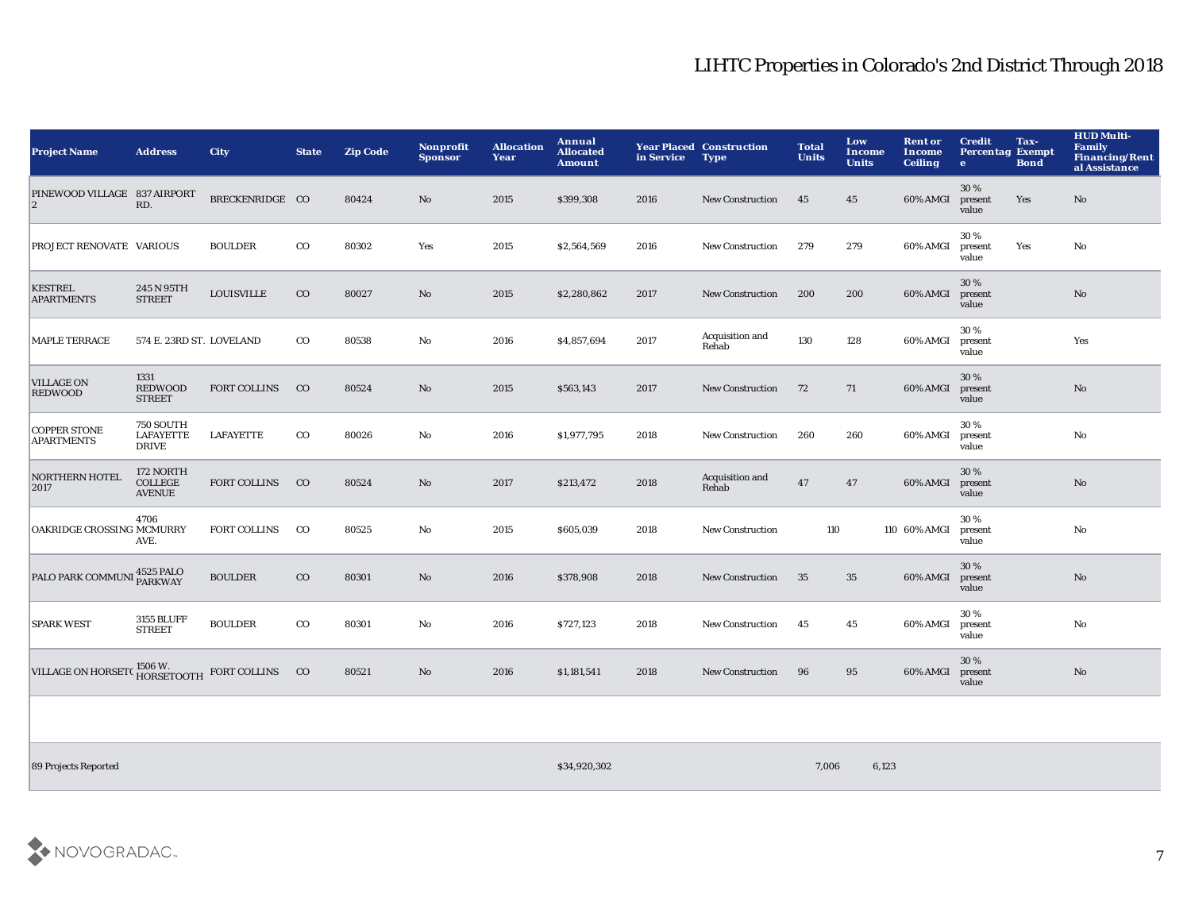# LIHTC Properties in Colorado's 2nd District Through 2018

| Project Name | Address | City | State | Zip Code | Nonprofit Sponsor | Allocation Year | Annual Allocated Amount | Year Placed in Service | Construction Type | Total Units | Low Income Units | Rent or Income Ceiling | Credit Percentage | Tax-Exempt Bond | HUD Multi-Family Financing/Rental Assistance |
|---|---|---|---|---|---|---|---|---|---|---|---|---|---|---|---|
| PINEWOOD VILLAGE 2 | 837 AIRPORT RD. | BRECKENRIDGE | CO | 80424 | No | 2015 | $399,308 | 2016 | New Construction | 45 | 45 | 60% AMGI | 30 % present value | Yes | No |
| PROJECT RENOVATE | VARIOUS | BOULDER | CO | 80302 | Yes | 2015 | $2,564,569 | 2016 | New Construction | 279 | 279 | 60% AMGI | 30 % present value | Yes | No |
| KESTREL APARTMENTS | 245 N 95TH STREET | LOUISVILLE | CO | 80027 | No | 2015 | $2,280,862 | 2017 | New Construction | 200 | 200 | 60% AMGI | 30 % present value | | No |
| MAPLE TERRACE | 574 E. 23RD ST. | LOVELAND | CO | 80538 | No | 2016 | $4,857,694 | 2017 | Acquisition and Rehab | 130 | 128 | 60% AMGI | 30 % present value | | Yes |
| VILLAGE ON REDWOOD | 1331 REDWOOD STREET | FORT COLLINS | CO | 80524 | No | 2015 | $563,143 | 2017 | New Construction | 72 | 71 | 60% AMGI | 30 % present value | | No |
| COPPER STONE APARTMENTS | 750 SOUTH LAFAYETTE DRIVE | LAFAYETTE | CO | 80026 | No | 2016 | $1,977,795 | 2018 | New Construction | 260 | 260 | 60% AMGI | 30 % present value | | No |
| NORTHERN HOTEL 2017 | 172 NORTH COLLEGE AVENUE | FORT COLLINS | CO | 80524 | No | 2017 | $213,472 | 2018 | Acquisition and Rehab | 47 | 47 | 60% AMGI | 30 % present value | | No |
| OAKRIDGE CROSSING | 4706 MCMURRY AVE. | FORT COLLINS | CO | 80525 | No | 2015 | $605,039 | 2018 | New Construction | 110 | 110 | 60% AMGI | 30 % present value | | No |
| PALO PARK COMMUNI | 4525 PALO PARKWAY | BOULDER | CO | 80301 | No | 2016 | $378,908 | 2018 | New Construction | 35 | 35 | 60% AMGI | 30 % present value | | No |
| SPARK WEST | 3155 BLUFF STREET | BOULDER | CO | 80301 | No | 2016 | $727,123 | 2018 | New Construction | 45 | 45 | 60% AMGI | 30 % present value | | No |
| VILLAGE ON HORSETO | 1506 W. HORSETOOTH | FORT COLLINS | CO | 80521 | No | 2016 | $1,181,541 | 2018 | New Construction | 96 | 95 | 60% AMGI | 30 % present value | | No |
| | | | | | | | | | | | | | | | |
| 89 Projects Reported | | | | | | | $34,920,302 | | | 7,006 | 6,123 | | | | |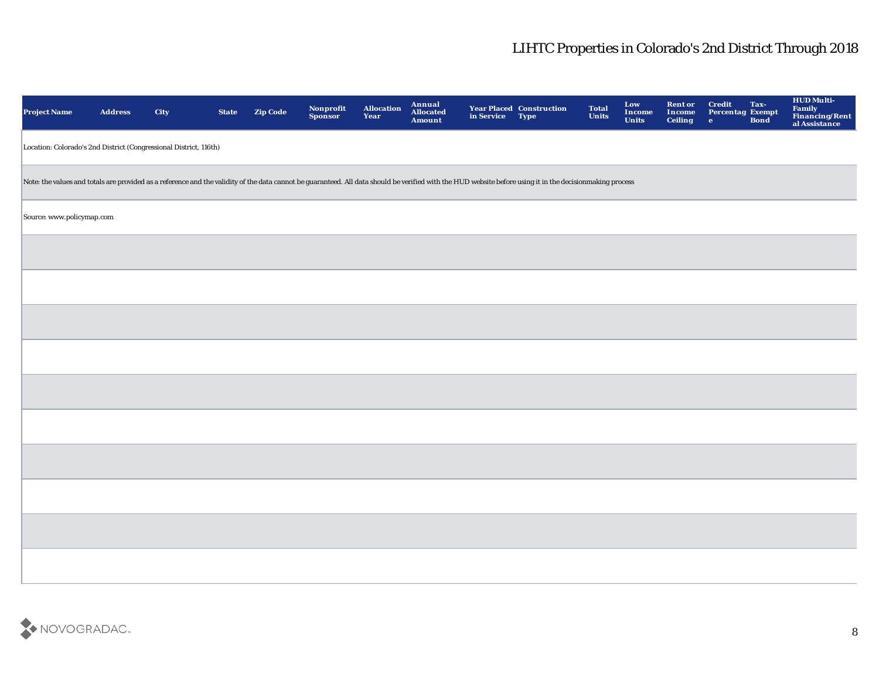# LIHTC Properties in Colorado's 2nd District Through 2018

| Project Name | Address | City | State | Zip Code | Nonprofit Sponsor | Allocation Year | Annual Allocated Amount | Year Placed in Service | Construction Type | Total Units | Low Income Units | Rent or Income Ceiling | Credit Percentage | Tax-Exempt Bond | HUD Multi-Family Financing/Rental Assistance |
|---|---|---|---|---|---|---|---|---|---|---|---|---|---|---|---|

Location: Colorado's 2nd District (Congressional District, 116th)

Note: the values and totals are provided as a reference and the validity of the data cannot be guaranteed. All data should be verified with the HUD website before using it in the decisionmaking process

Source: www.policymap.com